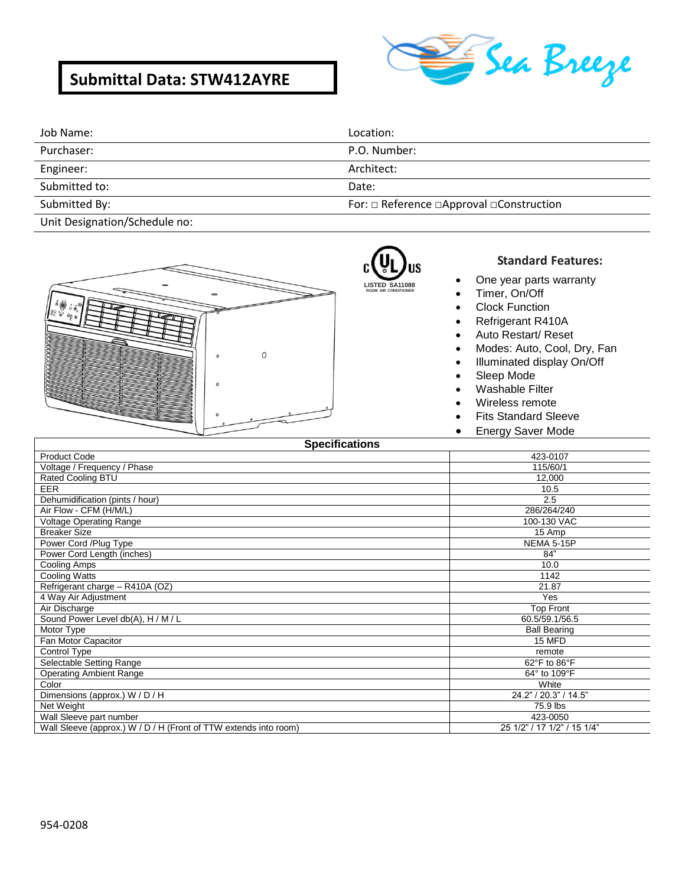# Submittal Data: STW412AYRE

Sea Breeze

| Job Name: | Location: |
|---|---|
| Purchaser: | P.O. Number: |
| Engineer: | Architect: |
| Submitted to: | Date: |
| Submitted By: | For: □ Reference □Approval □Construction |
| Unit Designation/Schedule no: | |

c UL us
LISTED SA11088
ROOM AIR CONDITIONER

### Standard Features:

- One year parts warranty
- Timer, On/Off
- Clock Function
- Refrigerant R410A
- Auto Restart/ Reset
- Modes: Auto, Cool, Dry, Fan
- Illuminated display On/Off
- Sleep Mode
- Washable Filter
- Wireless remote
- Fits Standard Sleeve
- Energy Saver Mode

| Specifications | |
|---|---|
| Product Code | 423-0107 |
| Voltage / Frequency / Phase | 115/60/1 |
| Rated Cooling BTU | 12,000 |
| EER | 10.5 |
| Dehumidification (pints / hour) | 2.5 |
| Air Flow - CFM (H/M/L) | 286/264/240 |
| Voltage Operating Range | 100-130 VAC |
| Breaker Size | 15 Amp |
| Power Cord /Plug Type | NEMA 5-15P |
| Power Cord Length (inches) | 84" |
| Cooling Amps | 10.0 |
| Cooling Watts | 1142 |
| Refrigerant charge – R410A (OZ) | 21.87 |
| 4 Way Air Adjustment | Yes |
| Air Discharge | Top Front |
| Sound Power Level db(A), H / M / L | 60.5/59.1/56.5 |
| Motor Type | Ball Bearing |
| Fan Motor Capacitor | 15 MFD |
| Control Type | remote |
| Selectable Setting Range | 62°F to 86°F |
| Operating Ambient Range | 64° to 109°F |
| Color | White |
| Dimensions (approx.) W / D / H | 24.2" / 20.3" / 14.5" |
| Net Weight | 75.9 lbs |
| Wall Sleeve part number | 423-0050 |
| Wall Sleeve (approx.) W / D / H (Front of TTW extends into room) | 25 1/2" / 17 1/2" / 15 1/4" |

954-0208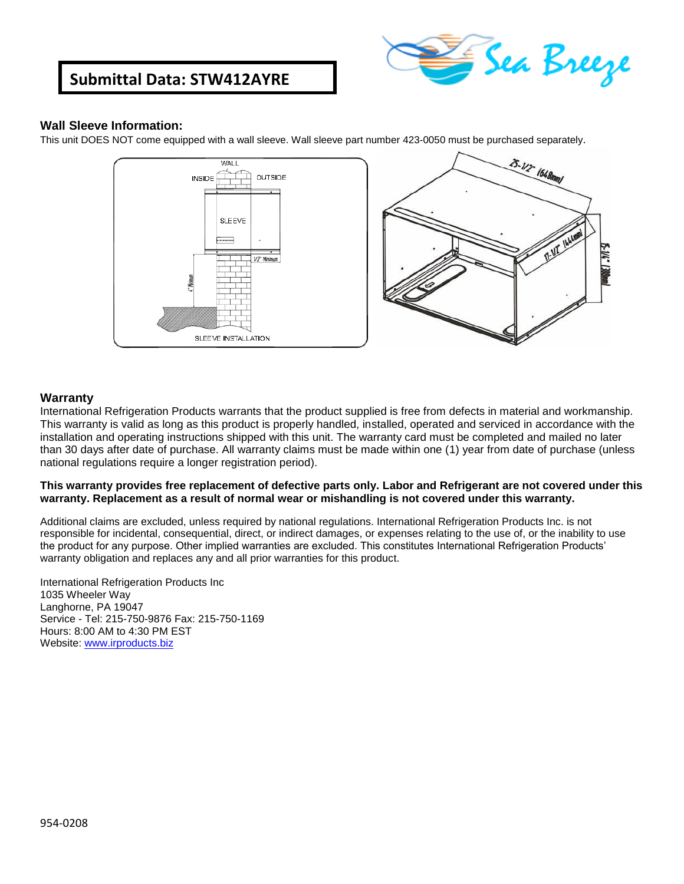## Submittal Data: STW412AYRE

### Wall Sleeve Information:

This unit DOES NOT come equipped with a wall sleeve. Wall sleeve part number 423-0050 must be purchased separately.

WALL
INSIDE
OUTSIDE
SLEEVE
1/2" Minimum
4" Minimum
SLEEVE INSTALLATION

25-1/2" (648mm)
17-1/2" (444mm)
15-1/4" (388mm)

### Warranty

International Refrigeration Products warrants that the product supplied is free from defects in material and workmanship. This warranty is valid as long as this product is properly handled, installed, operated and serviced in accordance with the installation and operating instructions shipped with this unit. The warranty card must be completed and mailed no later than 30 days after date of purchase. All warranty claims must be made within one (1) year from date of purchase (unless national regulations require a longer registration period).

**This warranty provides free replacement of defective parts only. Labor and Refrigerant are not covered under this warranty. Replacement as a result of normal wear or mishandling is not covered under this warranty.**

Additional claims are excluded, unless required by national regulations. International Refrigeration Products Inc. is not responsible for incidental, consequential, direct, or indirect damages, or expenses relating to the use of, or the inability to use the product for any purpose. Other implied warranties are excluded. This constitutes International Refrigeration Products' warranty obligation and replaces any and all prior warranties for this product.

International Refrigeration Products Inc
1035 Wheeler Way
Langhorne, PA 19047
Service - Tel: 215-750-9876 Fax: 215-750-1169
Hours: 8:00 AM to 4:30 PM EST
Website: www.irproducts.biz

954-0208